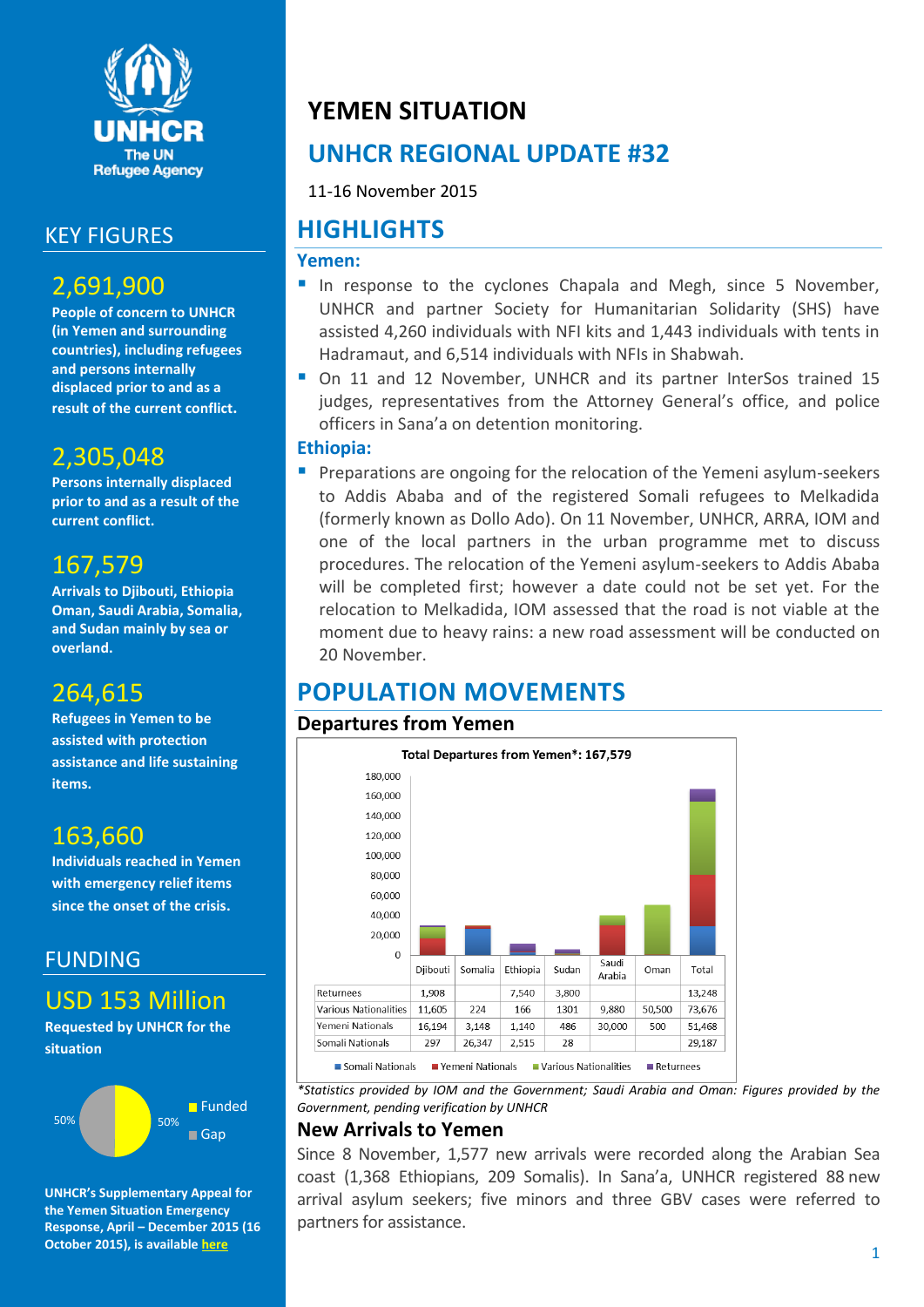# YEMEN SITUATION

## UNHCR REGIONAL UPDATE #32

11-16 November 2015

## KEY FIGURES

**2,691,900**

**People of concern to UNHCR (in Yemen and surrounding countries), including refugees and persons internally displaced prior to and as a result of the current conflict.**

**2,305,048**

**Persons internally displaced prior to and as a result of the current conflict.**

**167,579**

**Arrivals to Djibouti, Ethiopia Oman, Saudi Arabia, Somalia, and Sudan mainly by sea or overland.**

**264,615**

**Refugees in Yemen to be assisted with protection assistance and life sustaining items.**

**163,660**

**Individuals reached in Yemen with emergency relief items since the onset of the crisis.**

## FUNDING

**USD 153 Million**

**Requested by UNHCR for the situation**

Funded 50%
Gap 50%

**UNHCR's Supplementary Appeal for the Yemen Situation Emergency Response, April – December 2015 (16 October 2015), is available here**

## HIGHLIGHTS

### Yemen:

- In response to the cyclones Chapala and Megh, since 5 November, UNHCR and partner Society for Humanitarian Solidarity (SHS) have assisted 4,260 individuals with NFI kits and 1,443 individuals with tents in Hadramaut, and 6,514 individuals with NFIs in Shabwah.
- On 11 and 12 November, UNHCR and its partner InterSos trained 15 judges, representatives from the Attorney General's office, and police officers in Sana'a on detention monitoring.

### Ethiopia:

- Preparations are ongoing for the relocation of the Yemeni asylum-seekers to Addis Ababa and of the registered Somali refugees to Melkadida (formerly known as Dollo Ado). On 11 November, UNHCR, ARRA, IOM and one of the local partners in the urban programme met to discuss procedures. The relocation of the Yemeni asylum-seekers to Addis Ababa will be completed first; however a date could not be set yet. For the relocation to Melkadida, IOM assessed that the road is not viable at the moment due to heavy rains: a new road assessment will be conducted on 20 November.

## POPULATION MOVEMENTS

### Departures from Yemen

**Total Departures from Yemen*: 167,579**

| | Djibouti | Somalia | Ethiopia | Sudan | Saudi Arabia | Oman | Total |
|---|---|---|---|---|---|---|---|
| Returnees | 1,908 | | 7,540 | 3,800 | | | 13,248 |
| Various Nationalities | 11,605 | 224 | 166 | 1301 | 9,880 | 50,500 | 73,676 |
| Yemeni Nationals | 16,194 | 3,148 | 1,140 | 486 | 30,000 | 500 | 51,468 |
| Somali Nationals | 297 | 26,347 | 2,515 | 28 | | | 29,187 |

*Statistics provided by IOM and the Government; Saudi Arabia and Oman: Figures provided by the Government, pending verification by UNHCR*

### New Arrivals to Yemen

Since 8 November, 1,577 new arrivals were recorded along the Arabian Sea coast (1,368 Ethiopians, 209 Somalis). In Sana'a, UNHCR registered 88 new arrival asylum seekers; five minors and three GBV cases were referred to partners for assistance.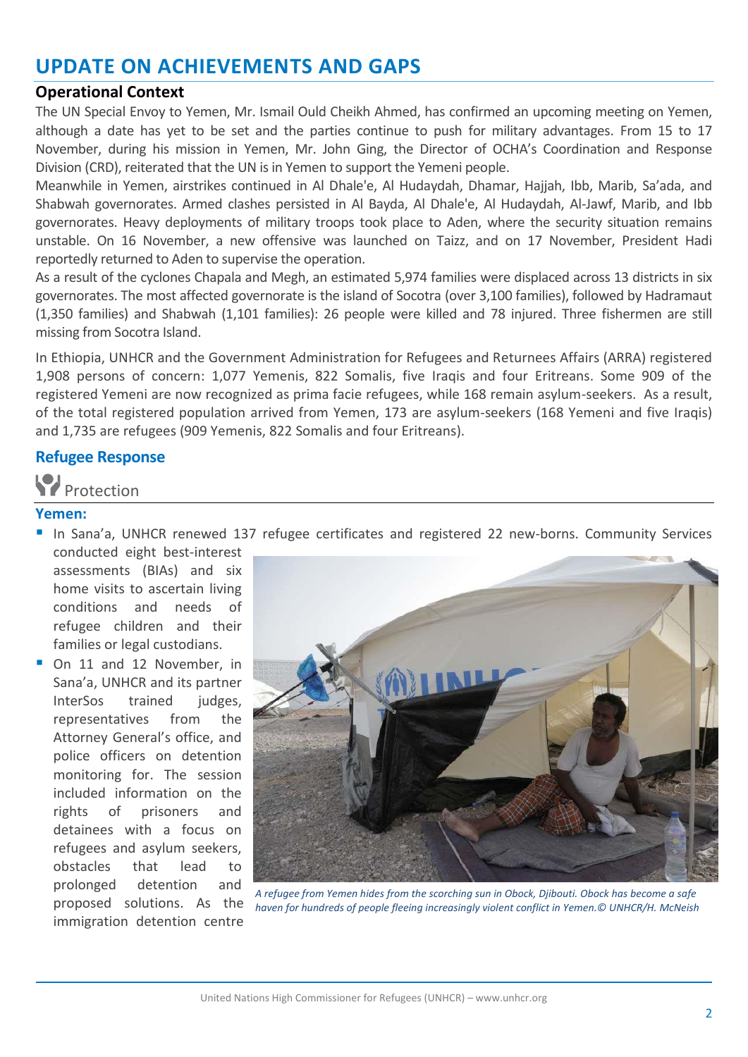# UPDATE ON ACHIEVEMENTS AND GAPS

## Operational Context

The UN Special Envoy to Yemen, Mr. Ismail Ould Cheikh Ahmed, has confirmed an upcoming meeting on Yemen, although a date has yet to be set and the parties continue to push for military advantages. From 15 to 17 November, during his mission in Yemen, Mr. John Ging, the Director of OCHA's Coordination and Response Division (CRD), reiterated that the UN is in Yemen to support the Yemeni people.

Meanwhile in Yemen, airstrikes continued in Al Dhale'e, Al Hudaydah, Dhamar, Hajjah, Ibb, Marib, Sa'ada, and Shabwah governorates. Armed clashes persisted in Al Bayda, Al Dhale'e, Al Hudaydah, Al-Jawf, Marib, and Ibb governorates. Heavy deployments of military troops took place to Aden, where the security situation remains unstable. On 16 November, a new offensive was launched on Taizz, and on 17 November, President Hadi reportedly returned to Aden to supervise the operation.

As a result of the cyclones Chapala and Megh, an estimated 5,974 families were displaced across 13 districts in six governorates. The most affected governorate is the island of Socotra (over 3,100 families), followed by Hadramaut (1,350 families) and Shabwah (1,101 families): 26 people were killed and 78 injured. Three fishermen are still missing from Socotra Island.

In Ethiopia, UNHCR and the Government Administration for Refugees and Returnees Affairs (ARRA) registered 1,908 persons of concern: 1,077 Yemenis, 822 Somalis, five Iraqis and four Eritreans. Some 909 of the registered Yemeni are now recognized as prima facie refugees, while 168 remain asylum-seekers. As a result, of the total registered population arrived from Yemen, 173 are asylum-seekers (168 Yemeni and five Iraqis) and 1,735 are refugees (909 Yemenis, 822 Somalis and four Eritreans).

## Refugee Response

### Protection

**Yemen:**

- In Sana'a, UNHCR renewed 137 refugee certificates and registered 22 new-borns. Community Services conducted eight best-interest assessments (BIAs) and six home visits to ascertain living conditions and needs of refugee children and their families or legal custodians.
- On 11 and 12 November, in Sana'a, UNHCR and its partner InterSos trained judges, representatives from the Attorney General's office, and police officers on detention monitoring for. The session included information on the rights of prisoners and detainees with a focus on refugees and asylum seekers, obstacles that lead to prolonged detention and proposed solutions. As the immigration detention centre

*A refugee from Yemen hides from the scorching sun in Obock, Djibouti. Obock has become a safe haven for hundreds of people fleeing increasingly violent conflict in Yemen.© UNHCR/H. McNeish*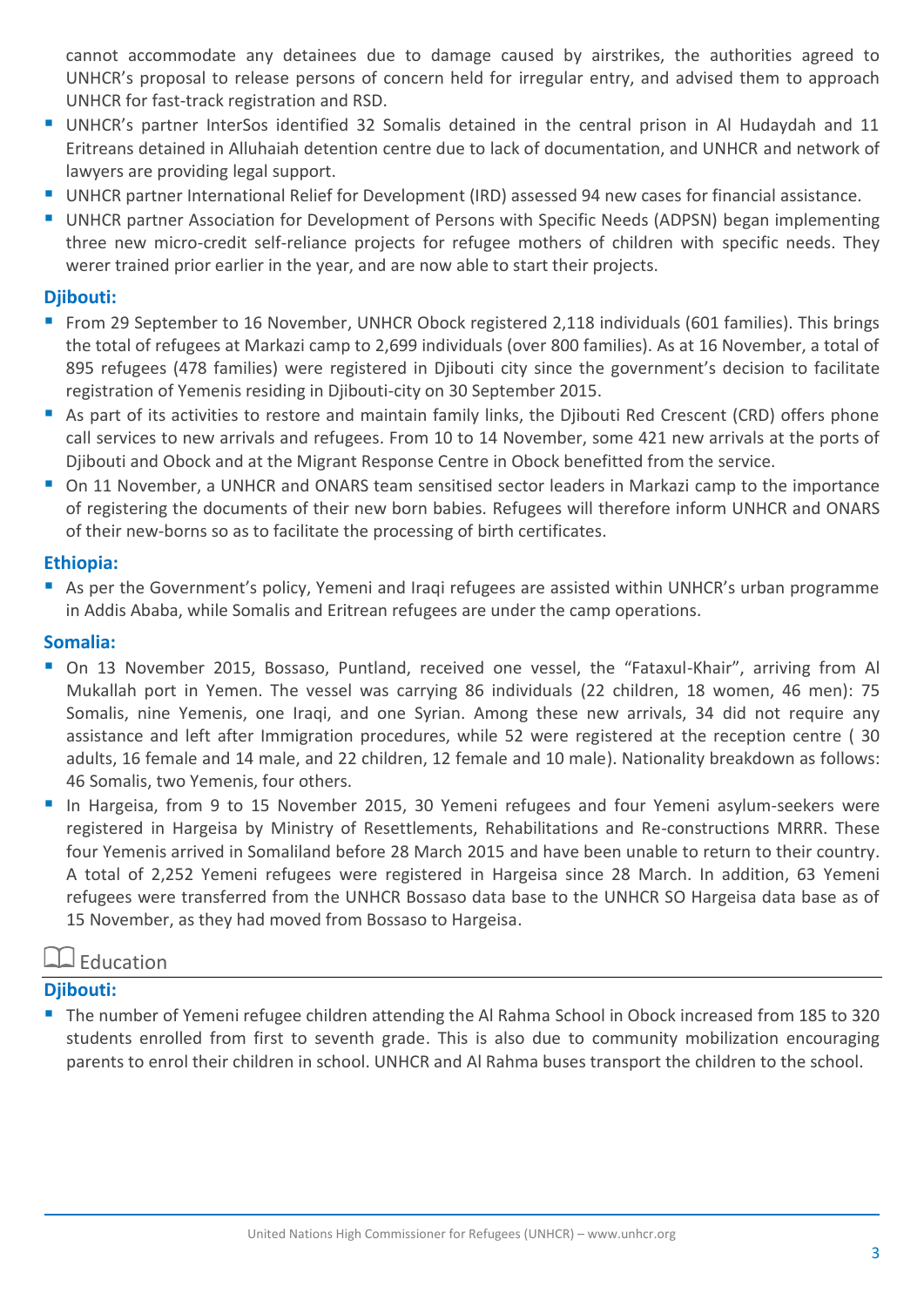cannot accommodate any detainees due to damage caused by airstrikes, the authorities agreed to UNHCR's proposal to release persons of concern held for irregular entry, and advised them to approach UNHCR for fast-track registration and RSD.

- UNHCR's partner InterSos identified 32 Somalis detained in the central prison in Al Hudaydah and 11 Eritreans detained in Alluhaiah detention centre due to lack of documentation, and UNHCR and network of lawyers are providing legal support.
- UNHCR partner International Relief for Development (IRD) assessed 94 new cases for financial assistance.
- UNHCR partner Association for Development of Persons with Specific Needs (ADPSN) began implementing three new micro-credit self-reliance projects for refugee mothers of children with specific needs. They werer trained prior earlier in the year, and are now able to start their projects.

### Djibouti:

- From 29 September to 16 November, UNHCR Obock registered 2,118 individuals (601 families). This brings the total of refugees at Markazi camp to 2,699 individuals (over 800 families). As at 16 November, a total of 895 refugees (478 families) were registered in Djibouti city since the government's decision to facilitate registration of Yemenis residing in Djibouti-city on 30 September 2015.
- As part of its activities to restore and maintain family links, the Djibouti Red Crescent (CRD) offers phone call services to new arrivals and refugees. From 10 to 14 November, some 421 new arrivals at the ports of Djibouti and Obock and at the Migrant Response Centre in Obock benefitted from the service.
- On 11 November, a UNHCR and ONARS team sensitised sector leaders in Markazi camp to the importance of registering the documents of their new born babies. Refugees will therefore inform UNHCR and ONARS of their new-borns so as to facilitate the processing of birth certificates.

### Ethiopia:

- As per the Government's policy, Yemeni and Iraqi refugees are assisted within UNHCR's urban programme in Addis Ababa, while Somalis and Eritrean refugees are under the camp operations.

### Somalia:

- On 13 November 2015, Bossaso, Puntland, received one vessel, the "Fataxul-Khair", arriving from Al Mukallah port in Yemen. The vessel was carrying 86 individuals (22 children, 18 women, 46 men): 75 Somalis, nine Yemenis, one Iraqi, and one Syrian. Among these new arrivals, 34 did not require any assistance and left after Immigration procedures, while 52 were registered at the reception centre ( 30 adults, 16 female and 14 male, and 22 children, 12 female and 10 male). Nationality breakdown as follows: 46 Somalis, two Yemenis, four others.
- In Hargeisa, from 9 to 15 November 2015, 30 Yemeni refugees and four Yemeni asylum-seekers were registered in Hargeisa by Ministry of Resettlements, Rehabilitations and Re-constructions MRRR. These four Yemenis arrived in Somaliland before 28 March 2015 and have been unable to return to their country. A total of 2,252 Yemeni refugees were registered in Hargeisa since 28 March. In addition, 63 Yemeni refugees were transferred from the UNHCR Bossaso data base to the UNHCR SO Hargeisa data base as of 15 November, as they had moved from Bossaso to Hargeisa.

## Education

### Djibouti:

- The number of Yemeni refugee children attending the Al Rahma School in Obock increased from 185 to 320 students enrolled from first to seventh grade. This is also due to community mobilization encouraging parents to enrol their children in school. UNHCR and Al Rahma buses transport the children to the school.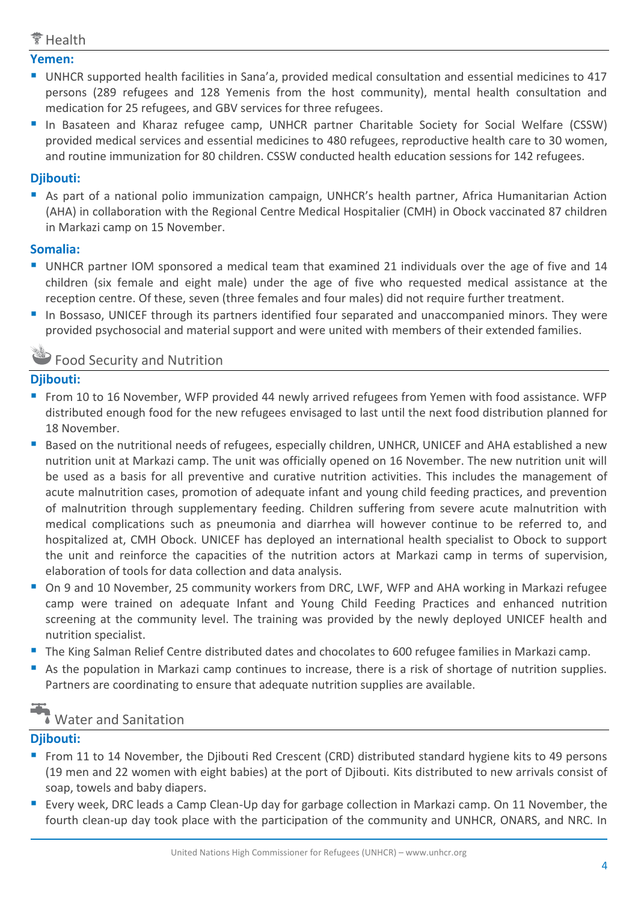## Health

**Yemen:**

- UNHCR supported health facilities in Sana'a, provided medical consultation and essential medicines to 417 persons (289 refugees and 128 Yemenis from the host community), mental health consultation and medication for 25 refugees, and GBV services for three refugees.
- In Basateen and Kharaz refugee camp, UNHCR partner Charitable Society for Social Welfare (CSSW) provided medical services and essential medicines to 480 refugees, reproductive health care to 30 women, and routine immunization for 80 children. CSSW conducted health education sessions for 142 refugees.

**Djibouti:**

- As part of a national polio immunization campaign, UNHCR's health partner, Africa Humanitarian Action (AHA) in collaboration with the Regional Centre Medical Hospitalier (CMH) in Obock vaccinated 87 children in Markazi camp on 15 November.

**Somalia:**

- UNHCR partner IOM sponsored a medical team that examined 21 individuals over the age of five and 14 children (six female and eight male) under the age of five who requested medical assistance at the reception centre. Of these, seven (three females and four males) did not require further treatment.
- In Bossaso, UNICEF through its partners identified four separated and unaccompanied minors. They were provided psychosocial and material support and were united with members of their extended families.

## Food Security and Nutrition

**Djibouti:**

- From 10 to 16 November, WFP provided 44 newly arrived refugees from Yemen with food assistance. WFP distributed enough food for the new refugees envisaged to last until the next food distribution planned for 18 November.
- Based on the nutritional needs of refugees, especially children, UNHCR, UNICEF and AHA established a new nutrition unit at Markazi camp. The unit was officially opened on 16 November. The new nutrition unit will be used as a basis for all preventive and curative nutrition activities. This includes the management of acute malnutrition cases, promotion of adequate infant and young child feeding practices, and prevention of malnutrition through supplementary feeding. Children suffering from severe acute malnutrition with medical complications such as pneumonia and diarrhea will however continue to be referred to, and hospitalized at, CMH Obock. UNICEF has deployed an international health specialist to Obock to support the unit and reinforce the capacities of the nutrition actors at Markazi camp in terms of supervision, elaboration of tools for data collection and data analysis.
- On 9 and 10 November, 25 community workers from DRC, LWF, WFP and AHA working in Markazi refugee camp were trained on adequate Infant and Young Child Feeding Practices and enhanced nutrition screening at the community level. The training was provided by the newly deployed UNICEF health and nutrition specialist.
- The King Salman Relief Centre distributed dates and chocolates to 600 refugee families in Markazi camp.
- As the population in Markazi camp continues to increase, there is a risk of shortage of nutrition supplies. Partners are coordinating to ensure that adequate nutrition supplies are available.

## Water and Sanitation

**Djibouti:**

- From 11 to 14 November, the Djibouti Red Crescent (CRD) distributed standard hygiene kits to 49 persons (19 men and 22 women with eight babies) at the port of Djibouti. Kits distributed to new arrivals consist of soap, towels and baby diapers.
- Every week, DRC leads a Camp Clean-Up day for garbage collection in Markazi camp. On 11 November, the fourth clean-up day took place with the participation of the community and UNHCR, ONARS, and NRC. In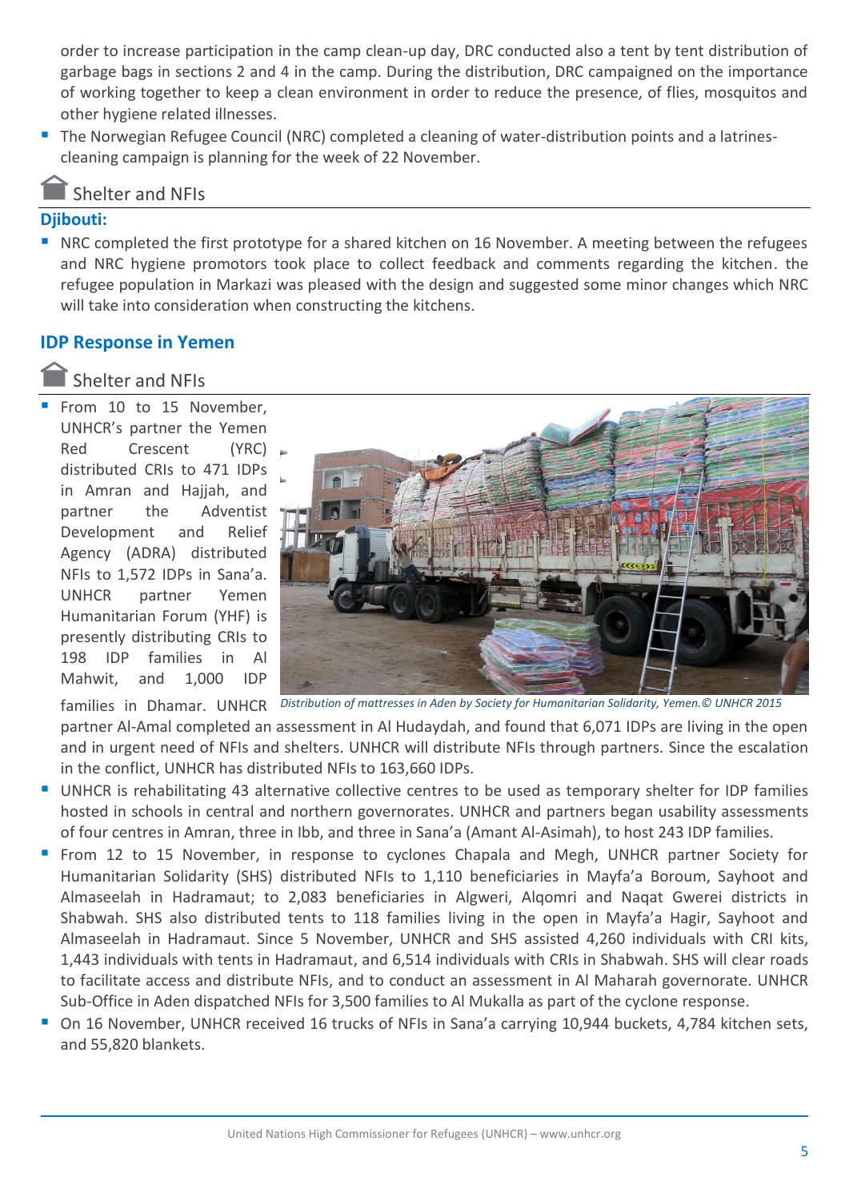order to increase participation in the camp clean-up day, DRC conducted also a tent by tent distribution of garbage bags in sections 2 and 4 in the camp. During the distribution, DRC campaigned on the importance of working together to keep a clean environment in order to reduce the presence, of flies, mosquitos and other hygiene related illnesses.

- The Norwegian Refugee Council (NRC) completed a cleaning of water-distribution points and a latrines-cleaning campaign is planning for the week of 22 November.

## Shelter and NFIs

**Djibouti:**

- NRC completed the first prototype for a shared kitchen on 16 November. A meeting between the refugees and NRC hygiene promotors took place to collect feedback and comments regarding the kitchen. the refugee population in Markazi was pleased with the design and suggested some minor changes which NRC will take into consideration when constructing the kitchens.

## IDP Response in Yemen

## Shelter and NFIs

- From 10 to 15 November, UNHCR's partner the Yemen Red Crescent (YRC) distributed CRIs to 471 IDPs in Amran and Hajjah, and partner the Adventist Development and Relief Agency (ADRA) distributed NFIs to 1,572 IDPs in Sana'a. UNHCR partner Yemen Humanitarian Forum (YHF) is presently distributing CRIs to 198 IDP families in Al Mahwit, and 1,000 IDP families in Dhamar. UNHCR partner Al-Amal completed an assessment in Al Hudaydah, and found that 6,071 IDPs are living in the open and in urgent need of NFIs and shelters. UNHCR will distribute NFIs through partners. Since the escalation in the conflict, UNHCR has distributed NFIs to 163,660 IDPs.

*Distribution of mattresses in Aden by Society for Humanitarian Solidarity, Yemen.© UNHCR 2015*

- UNHCR is rehabilitating 43 alternative collective centres to be used as temporary shelter for IDP families hosted in schools in central and northern governorates. UNHCR and partners began usability assessments of four centres in Amran, three in Ibb, and three in Sana'a (Amant Al-Asimah), to host 243 IDP families.
- From 12 to 15 November, in response to cyclones Chapala and Megh, UNHCR partner Society for Humanitarian Solidarity (SHS) distributed NFIs to 1,110 beneficiaries in Mayfa'a Boroum, Sayhoot and Almaseelah in Hadramaut; to 2,083 beneficiaries in Algweri, Alqomri and Naqat Gwerei districts in Shabwah. SHS also distributed tents to 118 families living in the open in Mayfa'a Hagir, Sayhoot and Almaseelah in Hadramaut. Since 5 November, UNHCR and SHS assisted 4,260 individuals with CRI kits, 1,443 individuals with tents in Hadramaut, and 6,514 individuals with CRIs in Shabwah. SHS will clear roads to facilitate access and distribute NFIs, and to conduct an assessment in Al Maharah governorate. UNHCR Sub-Office in Aden dispatched NFIs for 3,500 families to Al Mukalla as part of the cyclone response.
- On 16 November, UNHCR received 16 trucks of NFIs in Sana'a carrying 10,944 buckets, 4,784 kitchen sets, and 55,820 blankets.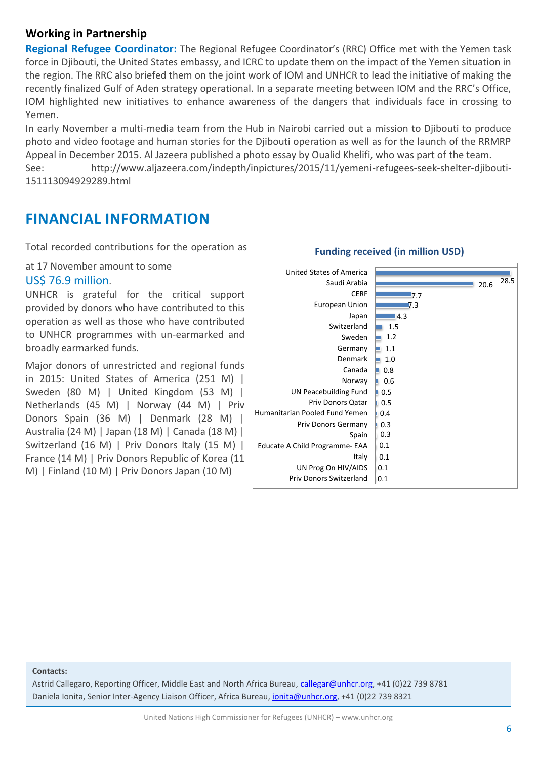## Working in Partnership

**Regional Refugee Coordinator:** The Regional Refugee Coordinator's (RRC) Office met with the Yemen task force in Djibouti, the United States embassy, and ICRC to update them on the impact of the Yemen situation in the region. The RRC also briefed them on the joint work of IOM and UNHCR to lead the initiative of making the recently finalized Gulf of Aden strategy operational. In a separate meeting between IOM and the RRC's Office, IOM highlighted new initiatives to enhance awareness of the dangers that individuals face in crossing to Yemen.

In early November a multi-media team from the Hub in Nairobi carried out a mission to Djibouti to produce photo and video footage and human stories for the Djibouti operation as well as for the launch of the RRMRP Appeal in December 2015. Al Jazeera published a photo essay by Oualid Khelifi, who was part of the team.

See: http://www.aljazeera.com/indepth/inpictures/2015/11/yemeni-refugees-seek-shelter-djibouti-151113094929289.html

# FINANCIAL INFORMATION

Total recorded contributions for the operation as at 17 November amount to some

US$ 76.9 million.

UNHCR is grateful for the critical support provided by donors who have contributed to this operation as well as those who have contributed to UNHCR programmes with un-earmarked and broadly earmarked funds.

Major donors of unrestricted and regional funds in 2015: United States of America (251 M) | Sweden (80 M) | United Kingdom (53 M) | Netherlands (45 M) | Norway (44 M) | Priv Donors Spain (36 M) | Denmark (28 M) | Australia (24 M) | Japan (18 M) | Canada (18 M) | Switzerland (16 M) | Priv Donors Italy (15 M) | France (14 M) | Priv Donors Republic of Korea (11 M) | Finland (10 M) | Priv Donors Japan (10 M)

**Funding received (in million USD)**

United States of America 28.5
Saudi Arabia 20.6
CERF 7.7
European Union 7.3
Japan 4.3
Switzerland 1.5
Sweden 1.2
Germany 1.1
Denmark 1.0
Canada 0.8
Norway 0.6
UN Peacebuilding Fund 0.5
Priv Donors Qatar 0.5
Humanitarian Pooled Fund Yemen 0.4
Priv Donors Germany 0.3
Spain 0.3
Educate A Child Programme- EAA 0.1
Italy 0.1
UN Prog On HIV/AIDS 0.1
Priv Donors Switzerland 0.1

**Contacts:**

Astrid Callegaro, Reporting Officer, Middle East and North Africa Bureau, callegar@unhcr.org, +41 (0)22 739 8781

Daniela Ionita, Senior Inter-Agency Liaison Officer, Africa Bureau, ionita@unhcr.org, +41 (0)22 739 8321